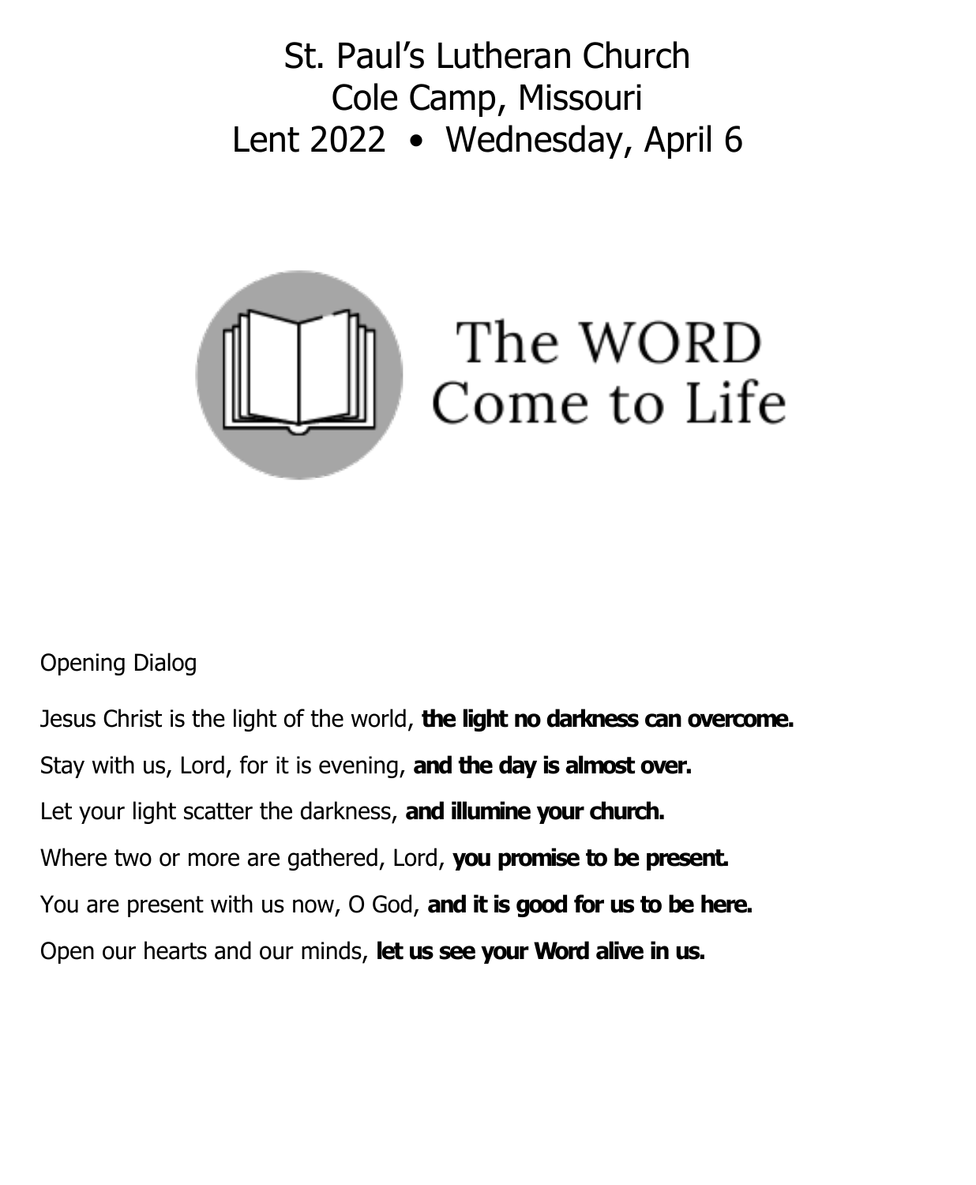# St. Paul's Lutheran Church
# Cole Camp, Missouri
# Lent 2022 • Wednesday, April 6

## The WORD Come to Life

Opening Dialog

Jesus Christ is the light of the world, **the light no darkness can overcome.**

Stay with us, Lord, for it is evening, **and the day is almost over.**

Let your light scatter the darkness, **and illumine your church.**

Where two or more are gathered, Lord, **you promise to be present.**

You are present with us now, O God, **and it is good for us to be here.**

Open our hearts and our minds, **let us see your Word alive in us.**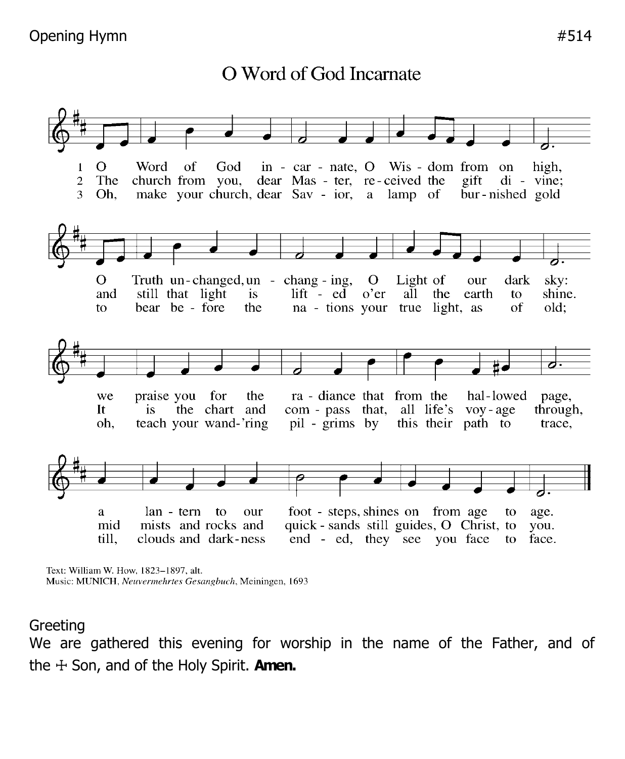Opening Hymn #514

## O Word of God Incarnate

1 O Word of God incarnate, O Wisdom from on high,
O Truth unchanged, unchanging, O Light of our dark sky:
we praise you for the radiance that from the hallowed page,
a lantern to our footsteps, shines on from age to age.

2 The church from you, dear Master, received the gift divine;
and still that light is lifted o'er all the earth to shine.
It is the chart and compass that, all life's voyage through,
mid mists and rocks and quicksands still guides, O Christ, to you.

3 Oh, make your church, dear Savior, a lamp of burnished gold
to bear before the nations your true light, as of old;
oh, teach your wand'ring pilgrims by this their path to trace,
till, clouds and darkness ended, they see you face to face.

Text: William W. How, 1823–1897, alt.
Music: MUNICH, *Neuvermehrtes Gesangbuch*, Meiningen, 1693

Greeting

We are gathered this evening for worship in the name of the Father, and of the ☩ Son, and of the Holy Spirit. **Amen.**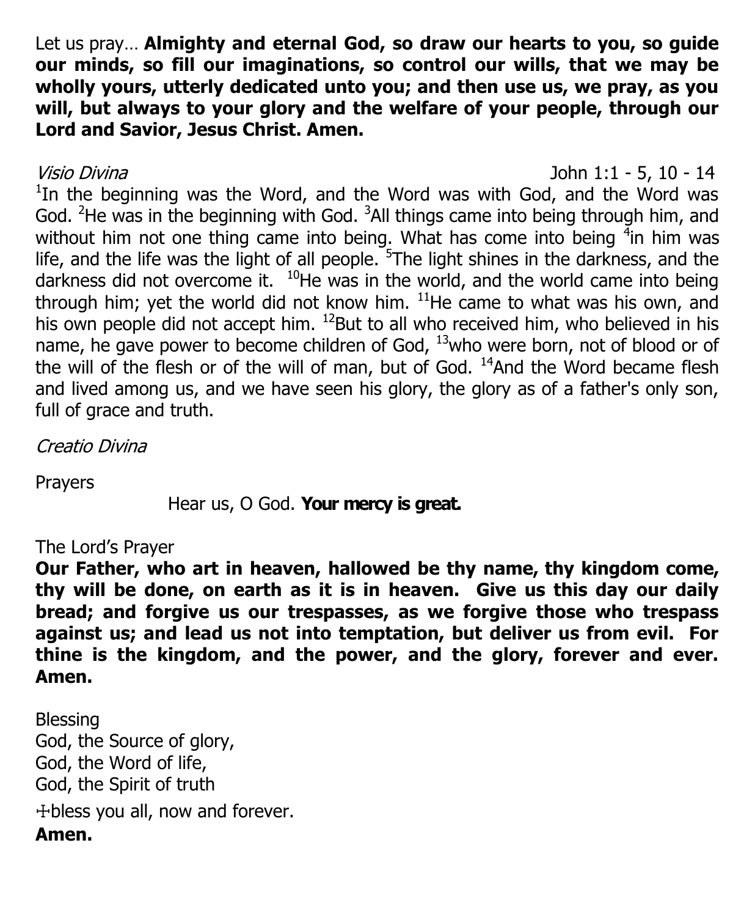Let us pray… **Almighty and eternal God, so draw our hearts to you, so guide our minds, so fill our imaginations, so control our wills, that we may be wholly yours, utterly dedicated unto you; and then use us, we pray, as you will, but always to your glory and the welfare of your people, through our Lord and Savior, Jesus Christ. Amen.**

*Visio Divina* John 1:1 - 5, 10 - 14

[1]In the beginning was the Word, and the Word was with God, and the Word was God. [2]He was in the beginning with God. [3]All things came into being through him, and without him not one thing came into being. What has come into being [4]in him was life, and the life was the light of all people. [5]The light shines in the darkness, and the darkness did not overcome it. [10]He was in the world, and the world came into being through him; yet the world did not know him. [11]He came to what was his own, and his own people did not accept him. [12]But to all who received him, who believed in his name, he gave power to become children of God, [13]who were born, not of blood or of the will of the flesh or of the will of man, but of God. [14]And the Word became flesh and lived among us, and we have seen his glory, the glory as of a father's only son, full of grace and truth.

*Creatio Divina*

Prayers

Hear us, O God. **Your mercy is great.**

The Lord's Prayer

**Our Father, who art in heaven, hallowed be thy name, thy kingdom come, thy will be done, on earth as it is in heaven. Give us this day our daily bread; and forgive us our trespasses, as we forgive those who trespass against us; and lead us not into temptation, but deliver us from evil. For thine is the kingdom, and the power, and the glory, forever and ever. Amen.**

Blessing
God, the Source of glory,
God, the Word of life,
God, the Spirit of truth
☩bless you all, now and forever.
**Amen.**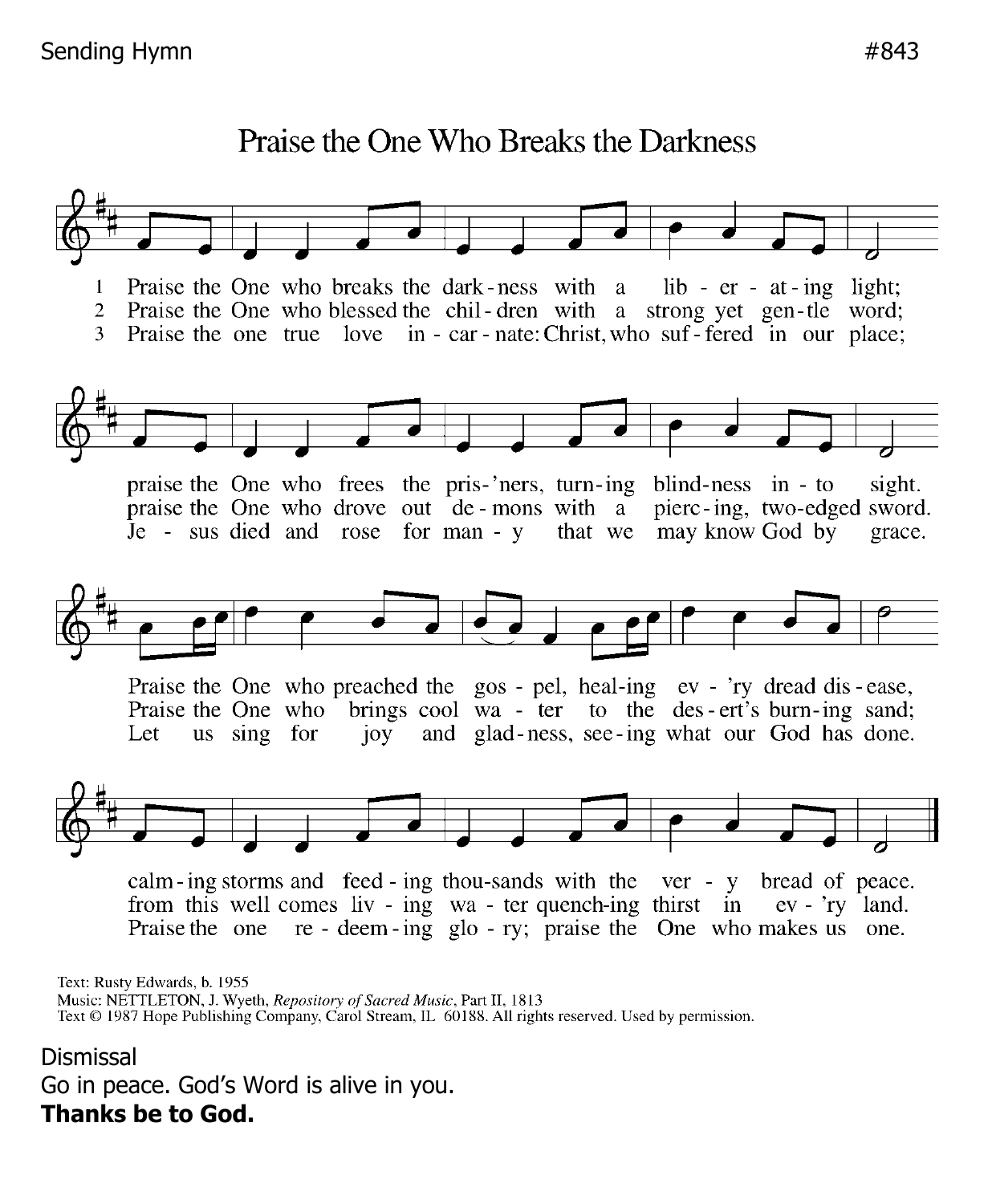Sending Hymn #843

## Praise the One Who Breaks the Darkness

1 Praise the One who breaks the dark-ness with a lib-er-at-ing light;
praise the One who frees the pris-'ners, turn-ing blind-ness in-to sight.
Praise the One who preached the gos-pel, heal-ing ev-'ry dread dis-ease,
calm-ing storms and feed-ing thou-sands with the ver-y bread of peace.

2 Praise the One who blessed the chil-dren with a strong yet gen-tle word;
praise the One who drove out de-mons with a pierc-ing, two-edged sword.
Praise the One who brings cool wa-ter to the des-ert's burn-ing sand;
from this well comes liv-ing wa-ter quench-ing thirst in ev-'ry land.

3 Praise the one true love in-car-nate: Christ, who suf-fered in our place;
Je-sus died and rose for man-y that we may know God by grace.
Let us sing for joy and glad-ness, see-ing what our God has done.
Praise the one re-deem-ing glo-ry; praise the One who makes us one.

Text: Rusty Edwards, b. 1955
Music: NETTLETON, J. Wyeth, *Repository of Sacred Music*, Part II, 1813
Text © 1987 Hope Publishing Company, Carol Stream, IL 60188. All rights reserved. Used by permission.

Dismissal
Go in peace. God's Word is alive in you.
**Thanks be to God.**